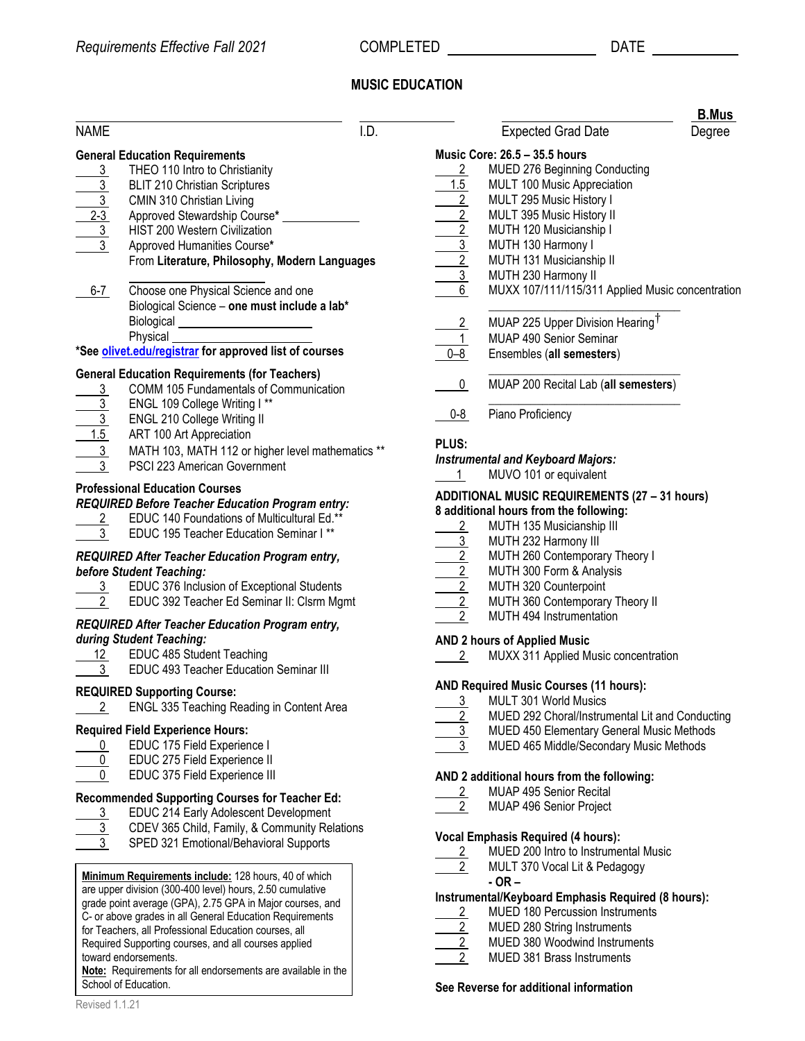*Requirements Effective Fall 2021* COMPLETED ____________ DATE ________

# MUSIC EDUCATION

NAME ____________ I.D. ________ Expected Grad Date ________ **B.Mus** Degree

### General Education Requirements

- 3 THEO 110 Intro to Christianity
- 3 BLIT 210 Christian Scriptures
- 3 CMIN 310 Christian Living
- 2-3 Approved Stewardship Course* ____________
- 3 HIST 200 Western Civilization
- 3 Approved Humanities Course* From **Literature, Philosophy, Modern Languages** ____________
- 6-7 Choose one Physical Science and one Biological Science – **one must include a lab***
  - Biological ____________
  - Physical ____________

***See olivet.edu/registrar for approved list of courses**

### General Education Requirements (for Teachers)

- 3 COMM 105 Fundamentals of Communication
- 3 ENGL 109 College Writing I **
- 3 ENGL 210 College Writing II
- 1.5 ART 100 Art Appreciation
- 3 MATH 103, MATH 112 or higher level mathematics **
- 3 PSCI 223 American Government

### Professional Education Courses

***REQUIRED Before Teacher Education Program entry:***

- 2 EDUC 140 Foundations of Multicultural Ed.**
- 3 EDUC 195 Teacher Education Seminar I **

***REQUIRED After Teacher Education Program entry, before Student Teaching:***

- 3 EDUC 376 Inclusion of Exceptional Students
- 2 EDUC 392 Teacher Ed Seminar II: Clsrm Mgmt

***REQUIRED After Teacher Education Program entry, during Student Teaching:***

- 12 EDUC 485 Student Teaching
- 3 EDUC 493 Teacher Education Seminar III

### REQUIRED Supporting Course:

- 2 ENGL 335 Teaching Reading in Content Area

### Required Field Experience Hours:

- 0 EDUC 175 Field Experience I
- 0 EDUC 275 Field Experience II
- 0 EDUC 375 Field Experience III

### Recommended Supporting Courses for Teacher Ed:

- 3 EDUC 214 Early Adolescent Development
- 3 CDEV 365 Child, Family, & Community Relations
- 3 SPED 321 Emotional/Behavioral Supports

**Minimum Requirements include:** 128 hours, 40 of which are upper division (300-400 level) hours, 2.50 cumulative grade point average (GPA), 2.75 GPA in Major courses, and C- or above grades in all General Education Requirements for Teachers, all Professional Education courses, all Required Supporting courses, and all courses applied toward endorsements.

**Note:** Requirements for all endorsements are available in the School of Education.

### Music Core: 26.5 – 35.5 hours

- 2 MUED 276 Beginning Conducting
- 1.5 MULT 100 Music Appreciation
- 2 MULT 295 Music History I
- 2 MULT 395 Music History II
- 2 MUTH 120 Musicianship I
- 3 MUTH 130 Harmony I
- 2 MUTH 131 Musicianship II
- 3 MUTH 230 Harmony II
- 6 MUXX 107/111/115/311 Applied Music concentration ____________
- 2 MUAP 225 Upper Division Hearing†
- 1 MUAP 490 Senior Seminar
- 0–8 Ensembles (**all semesters**) ____________
- 0 MUAP 200 Recital Lab (**all semesters**) ____________
- 0-8 Piano Proficiency

**PLUS:**

***Instrumental and Keyboard Majors:***

- 1 MUVO 101 or equivalent

### ADDITIONAL MUSIC REQUIREMENTS (27 – 31 hours)

**8 additional hours from the following:**

- 2 MUTH 135 Musicianship III
- 3 MUTH 232 Harmony III
- 2 MUTH 260 Contemporary Theory I
- 2 MUTH 300 Form & Analysis
- 2 MUTH 320 Counterpoint
- 2 MUTH 360 Contemporary Theory II
- 2 MUTH 494 Instrumentation

**AND 2 hours of Applied Music**

- 2 MUXX 311 Applied Music concentration

**AND Required Music Courses (11 hours):**

- 3 MULT 301 World Musics
- 2 MUED 292 Choral/Instrumental Lit and Conducting
- 3 MUED 450 Elementary General Music Methods
- 3 MUED 465 Middle/Secondary Music Methods

**AND 2 additional hours from the following:**

- 2 MUAP 495 Senior Recital
- 2 MUAP 496 Senior Project

**Vocal Emphasis Required (4 hours):**

- 2 MUED 200 Intro to Instrumental Music
- 2 MULT 370 Vocal Lit & Pedagogy

**- OR –**

**Instrumental/Keyboard Emphasis Required (8 hours):**

- 2 MUED 180 Percussion Instruments
- 2 MUED 280 String Instruments
- 2 MUED 380 Woodwind Instruments
- 2 MUED 381 Brass Instruments

**See Reverse for additional information**

Revised 1.1.21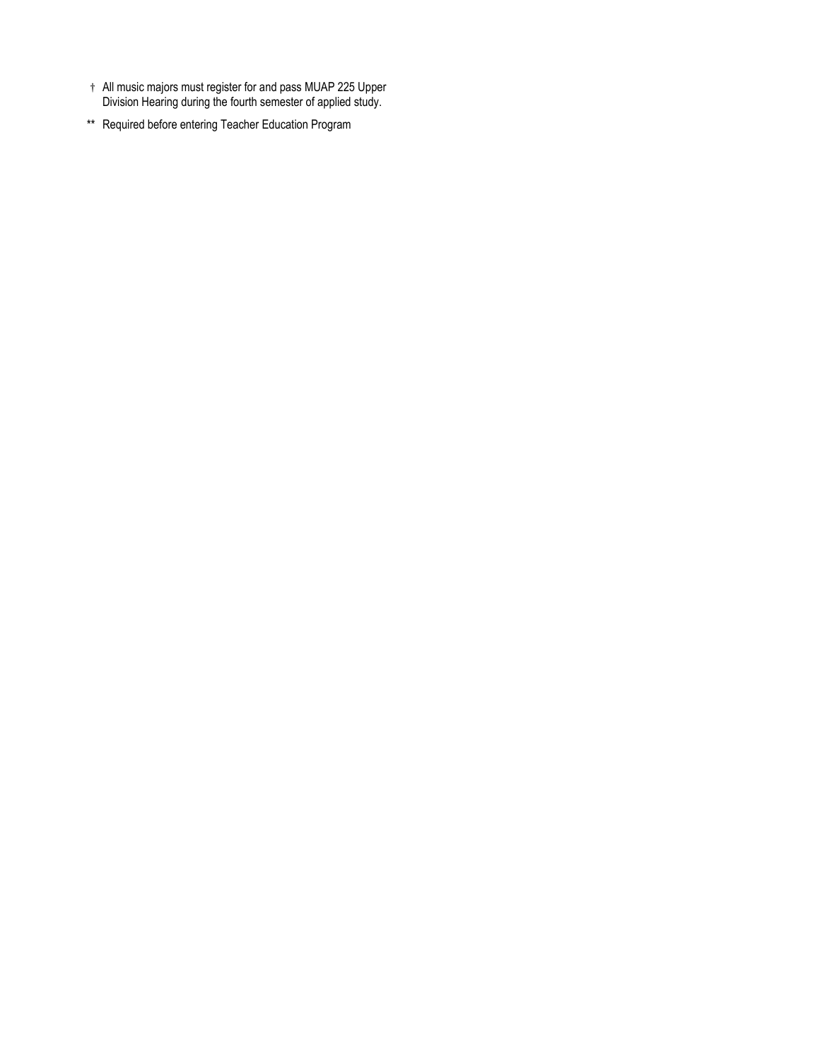† All music majors must register for and pass MUAP 225 Upper Division Hearing during the fourth semester of applied study.

** Required before entering Teacher Education Program